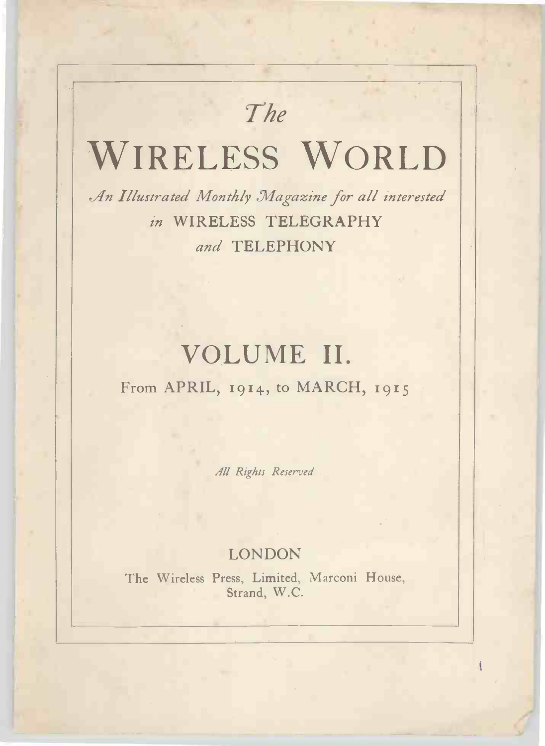*The*

# WIRELESS WORLD

*An Illustrated Monthly Magazine for all interested in* WIRELESS TELEGRAPHY *and* TELEPHONY

## VOLUME II.

From APRIL, 1914, to MARCH, 1915

*All Rights Reserved*

LONDON

The Wireless Press, Limited, Marconi House, Strand, W.C.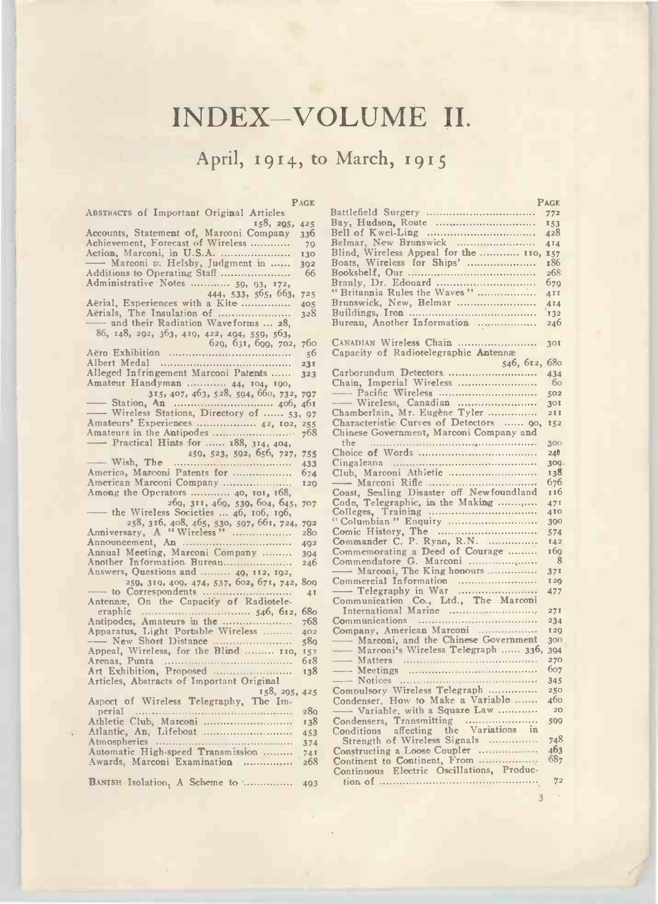# INDEX—VOLUME II.

## April, 1914, to March, 1915

PAGE

ABSTRACTS of Important Original Articles 158, 295, 425
Accounts, Statement of, Marconi Company 336
Achievement, Forecast of Wireless 79
Action, Marconi, in U.S.A. 130
—— Marconi *v.* Helsby, Judgment in 392
Additions to Operating Staff 66
Administrative Notes 59, 93, 172, 444, 533, 565, 663, 725
Aërial, Experiences with a Kite 405
Aërials, The Insulation of 328
—— and their Radiation Waveforms ... 28, 86, 148, 292, 363, 419, 422, 494, 559, 563, 629, 631, 699, 702, 760
Aëro Exhibition 56
Albert Medal 231
Alleged Infringement Marconi Patents 323
Amateur Handyman 44, 104, 190, 315, 407, 463, 528, 594, 660, 732, 797
—— Station, An 406, 461
—— Wireless Stations, Directory of 53, 97
Amateurs' Experiences 42, 102, 255
Amateurs in the Antipodes 768
—— Practical Hints for 188, 314, 404, 459, 523, 592, 656, 727, 755
—— Wish, The 433
America, Marconi Patents for 674
American Marconi Company 129
Among the Operators 40, 101, 168, 269, 311, 469, 539, 604, 645, 707
—— the Wireless Societies ... 46, 106, 196, 258, 316, 408, 465, 530, 597, 661, 724, 792
Anniversary, A "Wireless" 280
Announcement, An 492
Annual Meeting, Marconi Company 394
Another Information Bureau 246
Answers, Questions and 49, 112, 192, 259, 319, 409, 474, 537, 602, 671, 742, 809
—— to Correspondents 41
Antennæ, On the Capacity of Radiotelegraphic 546, 612, 680
Antipodes, Amateurs in the 768
Apparatus, Light Portable Wireless 402
—— New Short Distance 589
Appeal, Wireless, for the Blind 110, 157
Arenas, Punta 618
Art Exhibition, Proposed 138
Articles, Abstracts of Important Original 158, 295, 425
Aspect of Wireless Telegraphy, The Imperial 289
Athletic Club, Marconi 138
Atlantic, An, Lifeboat 453
Atmospherics 374
Automatic High-speed Transmission 741
Awards, Marconi Examination 268

BANISH Isolation, A Scheme to 493

PAGE

Battlefield Surgery 772
Bay, Hudson, Route 153
Bell of Kwei-Ling 428
Belmar, New Brunswick 414
Blind, Wireless Appeal for the 110, 157
Boats, Wireless for Ships' 186
Bookshelf, Our 268
Branly, Dr. Edouard 679
"Britannia Rules the Waves" 411
Brunswick, New, Belmar 414
Buildings, Iron 132
Bureau, Another Information 246

CANADIAN Wireless Chain 301
Capacity of Radiotelegraphic Antennæ 546, 612, 680
Carborundum Detectors 434
Chain, Imperial Wireless 60
—— Pacific Wireless 502
—— Wireless, Canadian 301
Chamberlain, Mr. Eugène Tyler 211
Characteristic Curves of Detectors 90, 152
Chinese Government, Marconi Company and the 300
Choice of Words 240
Cingaleana 309
Club, Marconi Athletic 138
—— Marconi Rifle 676
Coast, Sealing Disaster off Newfoundland 116
Code, Telegraphic, in the Making 471
Colleges, Training 410
"Columbian" Enquiry 390
Comic History, The 574
Commander C. P. Ryan, R.N. 142
Commemorating a Deed of Courage 169
Commendatore G. Marconi 8
—— Marconi, The King honours 371
Commercial Information 129
—— Telegraphy in War 477
Communication Co., Ltd., The Marconi International Marine 271
Communications 234
Company, American Marconi 129
—— Marconi, and the Chinese Government 300
—— Marconi's Wireless Telegraph 336, 394
—— Matters 270
—— Meetings 607
—— Notices 345
Compulsory Wireless Telegraph 250
Condenser, How to Make a Variable 460
—— Variable, with a Square Law 20
Condensers, Transmitting 599
Conditions affecting the Variations in Strength of Wireless Signals 748
Constructing a Loose Coupler 463
Continent to Continent, From 687
Continuous Electric Oscillations, Production of 72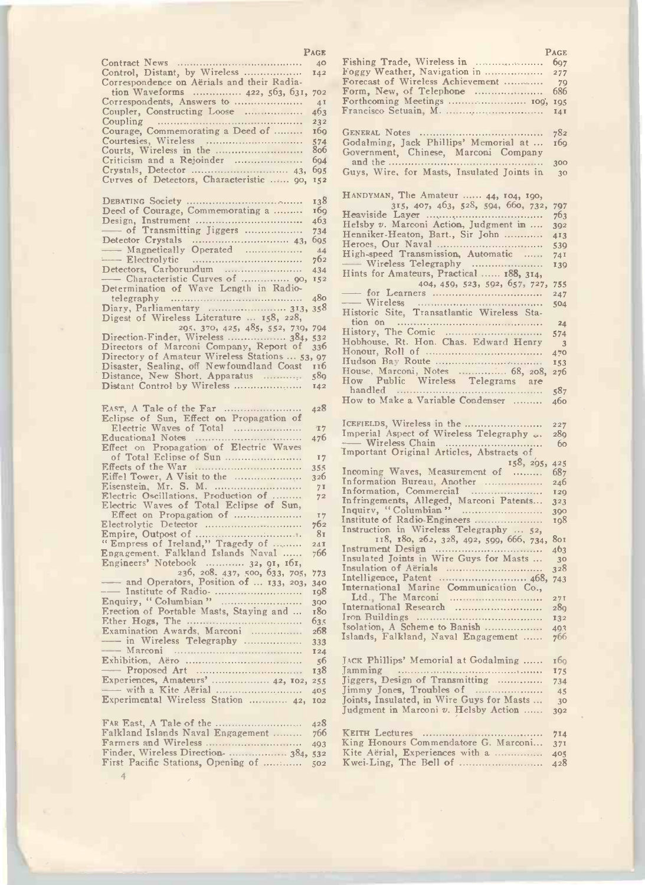| | Page |
|---|---|
| Contract News | 40 |
| Control, Distant, by Wireless | 142 |
| Correspondence on Aërials and their Radiation Waveforms ... 422, 563, 631, | 702 |
| Correspondents, Answers to | 41 |
| Coupler, Constructing Loose | 463 |
| Coupling | 232 |
| Courage, Commemorating a Deed of | 169 |
| Courtesies, Wireless | 574 |
| Courts, Wireless in the | 806 |
| Criticism and a Rejoinder | 694 |
| Crystals, Detector ... 43, | 695 |
| Curves of Detectors, Characteristic ... 90, | 152 |
| | |
| Debating Society | 138 |
| Deed of Courage, Commemorating a | 169 |
| Design, Instrument | 463 |
| — of Transmitting Jiggers | 734 |
| Detector Crystals ... 43, | 695 |
| — Magnetically Operated | 44 |
| — Electrolytic | 762 |
| Detectors, Carborundum | 434 |
| — Characteristic Curves of ... 90, | 152 |
| Determination of Wave Length in Radiotelegraphy | 480 |
| Diary, Parliamentary ... 313, | 358 |
| Digest of Wireless Literature ... 158, 228, 295, 370, 425, 485, 552, 739, | 794 |
| Direction-Finder, Wireless ... 384, | 532 |
| Directors of Marconi Company, Report of | 336 |
| Directory of Amateur Wireless Stations ... 53, | 97 |
| Disaster, Sealing, off Newfoundland Coast | 116 |
| Distance, New Short, Apparatus | 589 |
| Distant Control by Wireless | 142 |
| | |
| East, A Tale of the Far | 428 |
| Eclipse of Sun, Effect on Propagation of Electric Waves of Total | 17 |
| Educational Notes | 476 |
| Effect on Propagation of Electric Waves of Total Eclipse of Sun | 17 |
| Effects of the War | 355 |
| Eiffel Tower, A Visit to the | 326 |
| Eisenstein, Mr. S. M. | 71 |
| Electric Oscillations, Production of | 72 |
| Electric Waves of Total Eclipse of Sun, Effect on Propagation of | 17 |
| Electrolytic Detector | 762 |
| Empire, Outpost of | 81 |
| "Empress of Ireland," Tragedy of | 241 |
| Engagement, Falkland Islands Naval | 766 |
| Engineers' Notebook ... 32, 91, 161, 236, 208, 437, 500, 633, 705, | 773 |
| — and Operators, Position of ... 133, 203, | 340 |
| — Institute of Radio- | 198 |
| Enquiry, "Columbian" | 390 |
| Erection of Portable Masts, Staying and ... | 180 |
| Ether Hogs, The | 635 |
| Examination Awards, Marconi | 268 |
| — in Wireless Telegraphy | 333 |
| — Marconi | 124 |
| Exhibition, Aëro | 56 |
| — Proposed Art | 138 |
| Experiences, Amateurs' ... 42, 102, | 255 |
| — with a Kite Aërial | 405 |
| Experimental Wireless Station ... 42, | 102 |
| | |
| Far East, A Tale of the | 428 |
| Falkland Islands Naval Engagement | 766 |
| Farmers and Wireless | 493 |
| Finder, Wireless Direction- ... 384, | 532 |
| First Pacific Stations, Opening of | 502 |

| | Page |
|---|---|
| Fishing Trade, Wireless in | 697 |
| Foggy Weather, Navigation in | 277 |
| Forecast of Wireless Achievement | 79 |
| Form, New, of Telephone | 686 |
| Forthcoming Meetings ... 109, | 195 |
| Francisco Setuain, M. | 141 |
| | |
| General Notes | 782 |
| Godalming, Jack Phillips' Memorial at ... | 169 |
| Government, Chinese, Marconi Company and the | 300 |
| Guys, Wire, for Masts, Insulated Joints in | 30 |
| | |
| Handyman, The Amateur ... 44, 104, 190, 315, 407, 463, 528, 594, 660, 732, | 797 |
| Heaviside Layer | 763 |
| Helsby v. Marconi Action, Judgment in | 392 |
| Henniker-Heaton, Bart., Sir John | 413 |
| Heroes, Our Naval | 539 |
| High-speed Transmission, Automatic | 741 |
| — Wireless Telegraphy | 139 |
| Hints for Amateurs, Practical ... 188, 314, 404, 459, 523, 592, 657, 727, | 755 |
| — for Learners | 247 |
| — Wireless | 504 |
| Historic Site, Transatlantic Wireless Station on | 24 |
| History, The Comic | 574 |
| Hobhouse, Rt. Hon. Chas. Edward Henry | 3 |
| Honour, Roll of | 470 |
| Hudson Bay Route | 153 |
| House, Marconi, Notes ... 68, 208, | 276 |
| How Public Wireless Telegrams are handled | 587 |
| How to Make a Variable Condenser | 460 |
| | |
| Icefields, Wireless in the | 227 |
| Imperial Aspect of Wireless Telegraphy ... | 289 |
| — Wireless Chain | 60 |
| Important Original Articles, Abstracts of 158, 295, | 425 |
| Incoming Waves, Measurement of | 687 |
| Information Bureau, Another | 246 |
| Information, Commercial | 129 |
| Infringements, Alleged, Marconi Patents... | 323 |
| Inquiry, "Columbian" | 390 |
| Institute of Radio-Engineers | 198 |
| Instruction in Wireless Telegraphy ... 52, 118, 180, 262, 328, 492, 599, 666, 734, | 801 |
| Instrument Design | 463 |
| Insulated Joints in Wire Guys for Masts ... | 30 |
| Insulation of Aërials | 328 |
| Intelligence, Patent ... 468, | 743 |
| International Marine Communication Co., Ltd., The Marconi | 271 |
| International Research | 289 |
| Iron Buildings | 132 |
| Isolation, A Scheme to Banish | 493 |
| Islands, Falkland, Naval Engagement | 766 |
| | |
| Jack Phillips' Memorial at Godalming | 169 |
| Jamming | 175 |
| Jiggers, Design of Transmitting | 734 |
| Jimmy Jones, Troubles of | 45 |
| Joints, Insulated, in Wire Guys for Masts ... | 30 |
| Judgment in Marconi v. Helsby Action | 392 |
| | |
| Keith Lectures | 714 |
| King Honours Commendatore G. Marconi... | 371 |
| Kite Aërial, Experiences with a | 405 |
| Kwei-Ling, The Bell of | 428 |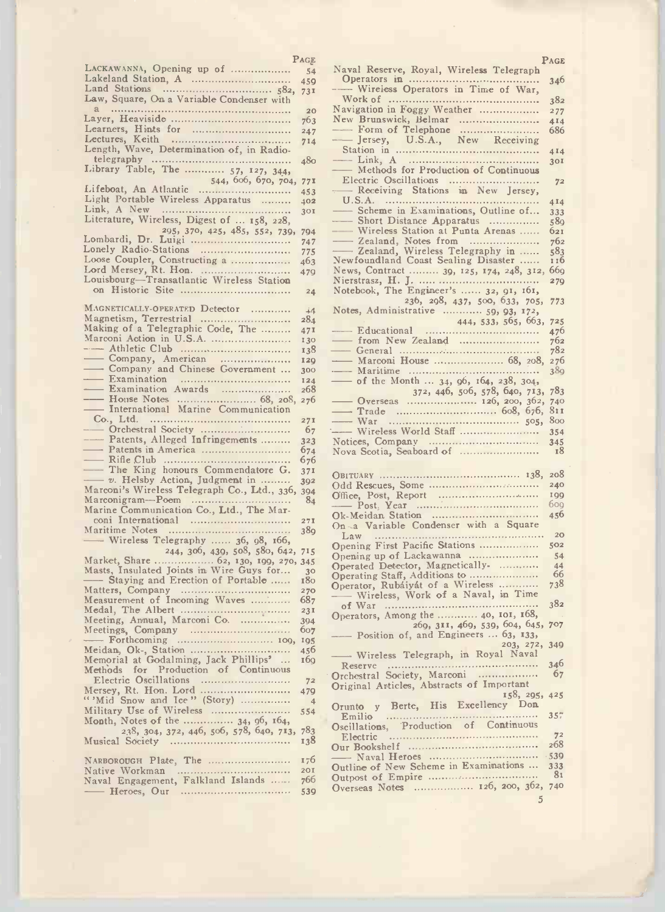| | PAGE |
|---|---|
| LACKAWANNA, Opening up of | 54 |
| Lakeland Station, A | 459 |
| Land Stations | 582, 731 |
| Law, Square, On a Variable Condenser with a | 20 |
| Layer, Heaviside | 763 |
| Learners, Hints for | 247 |
| Lectures, Keith | 714 |
| Length, Wave, Determination of, in Radio-telegraphy | 480 |
| Library Table, The | 57, 127, 344, 544, 606, 670, 704, 771 |
| Lifeboat, An Atlantic | 453 |
| Light Portable Wireless Apparatus | 402 |
| Link, A New | 301 |
| Literature, Wireless, Digest of | 158, 228, 295, 370, 425, 485, 552, 739, 794 |
| Lombardi, Dr. Luigi | 747 |
| Lonely Radio-Stations | 775 |
| Loose Coupler, Constructing a | 463 |
| Lord Mersey, Rt. Hon. | 479 |
| Louisbourg—Transatlantic Wireless Station on Historic Site | 24 |
| MAGNETICALLY-OPERATED Detector | 44 |
| Magnetism, Terrestrial | 284 |
| Making of a Telegraphic Code, The | 471 |
| Marconi Action in U.S.A. | 130 |
| —— Athletic Club | 138 |
| —— Company, American | 129 |
| —— Company and Chinese Government | 300 |
| —— Examination | 124 |
| —— Examination Awards | 268 |
| —— House Notes | 68, 208, 276 |
| —— International Marine Communication Co., Ltd. | 271 |
| —— Orchestral Society | 67 |
| —— Patents, Alleged Infringements | 323 |
| —— Patents in America | 674 |
| —— Rifle Club | 676 |
| —— The King honours Commendatore G. | 371 |
| —— *v.* Helsby Action, Judgment in | 392 |
| Marconi's Wireless Telegraph Co., Ltd. | 336, 394 |
| Marconigram—Poem | 84 |
| Marine Communication Co., Ltd., The Marconi International | 271 |
| Maritime Notes | 389 |
| —— Wireless Telegraphy | 36, 98, 166, 244, 306, 439, 508, 580, 642, 715 |
| Market, Share | 62, 130, 199, 270, 345 |
| Masts, Insulated Joints in Wire Guys for | 30 |
| —— Staying and Erection of Portable | 180 |
| Matters, Company | 270 |
| Measurement of Incoming Waves | 687 |
| Medal, The Albert | 231 |
| Meeting, Annual, Marconi Co. | 394 |
| Meetings, Company | 607 |
| —— Forthcoming | 100, 195 |
| Meidan, Ok-, Station | 456 |
| Memorial at Godalming, Jack Phillips' | 169 |
| Methods for Production of Continuous Electric Oscillations | 72 |
| Mersey, Rt. Hon. Lord | 479 |
| "'Mid Snow and Ice" (Story) | 4 |
| Military Use of Wireless | 554 |
| Month, Notes of the | 34, 96, 164, 238, 304, 372, 446, 506, 578, 640, 713, 783 |
| Musical Society | 138 |
| NARBOROUGH Plate, The | 176 |
| Native Workman | 201 |
| Naval Engagement, Falkland Islands | 766 |
| —— Heroes, Our | 539 |
| Naval Reserve, Royal, Wireless Telegraph Operators in | 346 |
| —— Wireless Operators in Time of War, Work of | 382 |
| Navigation in Foggy Weather | 277 |
| New Brunswick, Belmar | 414 |
| —— Form of Telephone | 686 |
| —— Jersey, U.S.A., New Receiving Station in | 414 |
| —— Link, A | 301 |
| —— Methods for Production of Continuous Electric Oscillations | 72 |
| —— Receiving Stations in New Jersey, U.S.A. | 414 |
| —— Scheme in Examinations, Outline of | 333 |
| —— Short Distance Apparatus | 589 |
| —— Wireless Station at Punta Arenas | 621 |
| —— Zealand, Notes from | 762 |
| —— Zealand, Wireless Telegraphy in | 583 |
| Newfoundland Coast Sealing Disaster | 116 |
| News, Contract | 39, 125, 174, 248, 312, 669 |
| Nierstrasz, H. J. | 279 |
| Notebook, The Engineer's | 32, 91, 161, 236, 298, 437, 500, 633, 705, 773 |
| Notes, Administrative | 59, 93, 172, 444, 533, 565, 663, 725 |
| —— Educational | 476 |
| —— from New Zealand | 762 |
| —— General | 782 |
| —— Marconi House | 68, 208, 276 |
| —— Maritime | 389 |
| —— of the Month | 34, 96, 164, 238, 304, 372, 446, 506, 578, 640, 713, 783 |
| —— Overseas | 126, 200, 362, 740 |
| —— Trade | 608, 676, 811 |
| —— War | 505, 800 |
| —— Wireless World Staff | 354 |
| Notices, Company | 345 |
| Nova Scotia, Seaboard of | 18 |
| OBITUARY | 138, 208 |
| Odd Rescues, Some | 240 |
| Office, Post, Report | 199 |
| —— Post, Year | 609 |
| Ok-Meidan Station | 456 |
| On a Variable Condenser with a Square Law | 20 |
| Opening First Pacific Stations | 502 |
| Opening up of Lackawanna | 54 |
| Operated Detector, Magnetically- | 44 |
| Operating Staff, Additions to | 66 |
| Operator, Rubáiyát of a Wireless | 738 |
| —— Wireless, Work of a Naval, in Time of War | 382 |
| Operators, Among the | 40, 101, 168, 269, 311, 469, 539, 604, 645, 707 |
| —— Position of, and Engineers | 63, 133, 203, 272, 349 |
| —— Wireless Telegraph, in Royal Naval Reserve | 346 |
| Orchestral Society, Marconi | 67 |
| Original Articles, Abstracts of Important | 158, 295, 425 |
| Orunto y Berte, His Excellency Don Emilio | 357 |
| Oscillations, Production of Continuous Electric | 72 |
| Our Bookshelf | 268 |
| —— Naval Heroes | 539 |
| Outline of New Scheme in Examinations | 333 |
| Outpost of Empire | 81 |
| Overseas Notes | 126, 200, 362, 740 |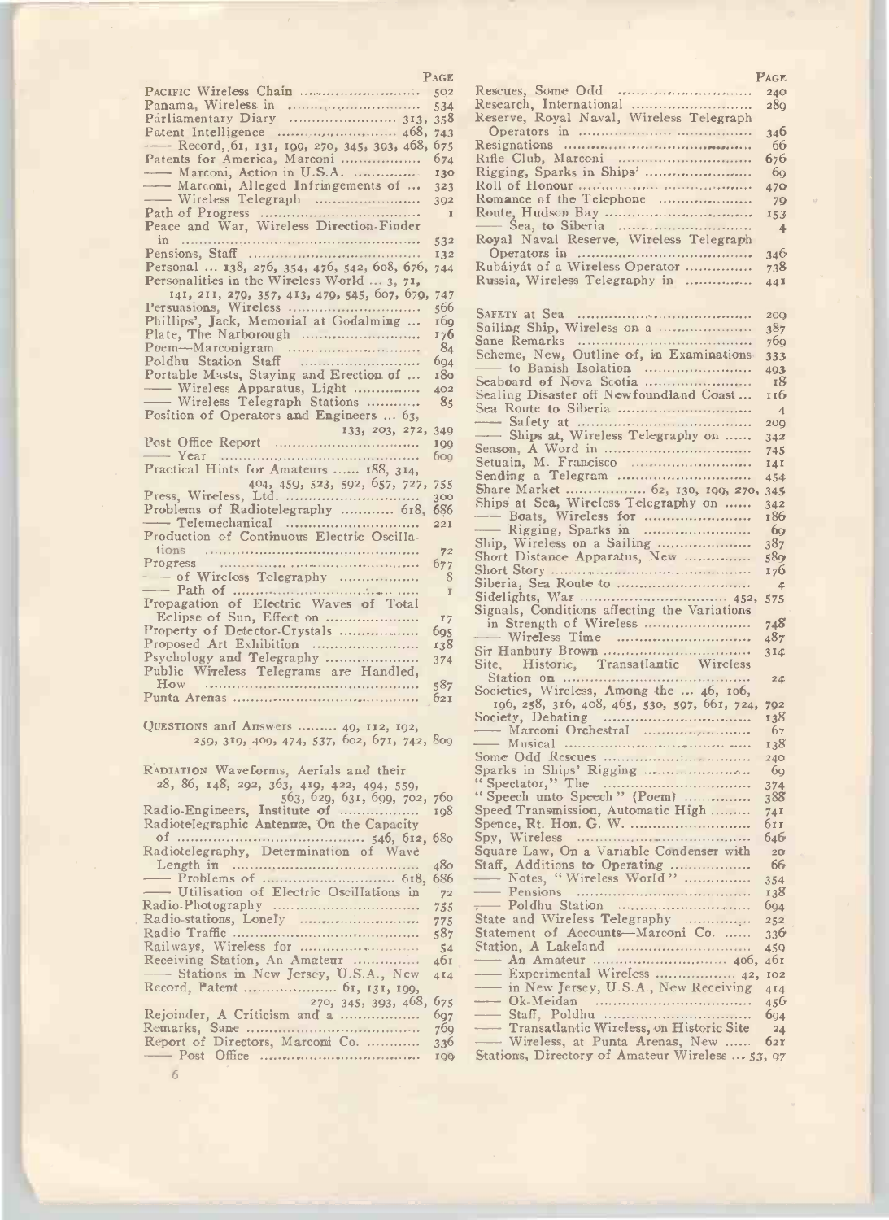PAGE

PACIFIC Wireless Chain ... 502
Panama, Wireless in ... 534
Parliamentary Diary ... 313, 358
Patent Intelligence ... 468, 743
—— Record, 61, 131, 199, 270, 345, 393, 468, 675
Patents for America, Marconi ... 674
—— Marconi, Action in U.S.A. ... 130
—— Marconi, Alleged Infringements of ... 323
—— Wireless Telegraph ... 392
Path of Progress ... 1
Peace and War, Wireless Direction-Finder in ... 532
Pensions, Staff ... 132
Personal ... 138, 276, 354, 476, 542, 608, 676, 744
Personalities in the Wireless World ... 3, 71, 141, 211, 279, 357, 413, 479, 545, 607, 679, 747
Persuasions, Wireless ... 566
Phillips', Jack, Memorial at Godalming ... 169
Plate, The Narborough ... 176
Poem—Marconigram ... 84
Poldhu Station Staff ... 604
Portable Masts, Staying and Erection of ... 180
—— Wireless Apparatus, Light ... 402
—— Wireless Telegraph Stations ... 85
Position of Operators and Engineers ... 63, 133, 203, 272, 349
Post Office Report ... 199
—— Year ... 609
Practical Hints for Amateurs ... 188, 314, 404, 459, 523, 592, 657, 727, 755
Press, Wireless, Ltd. ... 300
Problems of Radiotelegraphy ... 618, 686
—— Telemechanical ... 221
Production of Continuous Electric Oscillations ... 72
Progress ... 677
—— of Wireless Telegraphy ... 8
—— Path of ... 1
Propagation of Electric Waves of Total Eclipse of Sun, Effect on ... 17
Property of Detector-Crystals ... 695
Proposed Art Exhibition ... 138
Psychology and Telegraphy ... 374
Public Wireless Telegrams are Handled, How ... 587
Punta Arenas ... 621

QUESTIONS and Answers ... 49, 112, 192, 259, 319, 409, 474, 537, 602, 671, 742, 809

RADIATION Waveforms, Aerials and their 28, 86, 148, 292, 363, 419, 422, 494, 559, 563, 629, 631, 699, 702, 760
Radio-Engineers, Institute of ... 198
Radiotelegraphic Antennæ, On the Capacity of ... 546, 612, 680
Radiotelegraphy, Determination of Wave Length in ... 480
—— Problems of ... 618, 686
—— Utilisation of Electric Oscillations in ... 72
Radio-Photography ... 755
Radio-stations, Lonely ... 775
Radio Traffic ... 587
Railways, Wireless for ... 54
Receiving Station, An Amateur ... 461
—— Stations in New Jersey, U.S.A., New ... 414
Record, Patent ... 61, 131, 199, 270, 345, 393, 468, 675
Rejoinder, A Criticism and a ... 697
Remarks, Sane ... 769
Report of Directors, Marconi Co. ... 336
—— Post Office ... 199

Rescues, Some Odd ... 240
Research, International ... 289
Reserve, Royal Naval, Wireless Telegraph Operators in ... 346
Resignations ... 66
Rifle Club, Marconi ... 676
Rigging, Sparks in Ships' ... 69
Roll of Honour ... 470
Romance of the Telephone ... 79
Route, Hudson Bay ... 153
—— Sea, to Siberia ... 4
Royal Naval Reserve, Wireless Telegraph Operators in ... 346
Rubáiyát of a Wireless Operator ... 738
Russia, Wireless Telegraphy in ... 441

SAFETY at Sea ... 209
Sailing Ship, Wireless on a ... 387
Sane Remarks ... 769
Scheme, New, Outline of, in Examinations ... 333
—— to Banish Isolation ... 493
Seaboard of Nova Scotia ... 18
Sealing Disaster off Newfoundland Coast ... 116
Sea Route to Siberia ... 4
—— Safety at ... 209
—— Ships at, Wireless Telegraphy on ... 342
Season, A Word in ... 745
Setuain, M. Francisco ... 141
Sending a Telegram ... 454
Share Market ... 62, 130, 199, 270, 345
Ships at Sea, Wireless Telegraphy on ... 342
—— Boats, Wireless for ... 186
—— Rigging, Sparks in ... 69
Ship, Wireless on a Sailing ... 387
Short Distance Apparatus, New ... 589
Short Story ... 176
Siberia, Sea Route to ... 4
Sidelights, War ... 452, 575
Signals, Conditions affecting the Variations in Strength of Wireless ... 748
—— Wireless Time ... 487
Sir Hanbury Brown ... 314
Site, Historic, Transatlantic Wireless Station on ... 24
Societies, Wireless, Among the ... 46, 106, 196, 258, 316, 408, 465, 530, 597, 661, 724, 792
Society, Debating ... 138
—— Marconi Orchestral ... 67
—— Musical ... 138
Some Odd Rescues ... 240
Sparks in Ships' Rigging ... 69
"Spectator," The ... 374
"Speech unto Speech" (Poem) ... 388
Speed Transmission, Automatic High ... 741
Spence, Rt. Hon. G. W. ... 611
Spy, Wireless ... 646
Square Law, On a Variable Condenser with ... 20
Staff, Additions to Operating ... 66
—— Notes, "Wireless World" ... 354
—— Pensions ... 138
—— Poldhu Station ... 604
State and Wireless Telegraphy ... 252
Statement of Accounts—Marconi Co. ... 336
Station, A Lakeland ... 459
—— An Amateur ... 406, 461
—— Experimental Wireless ... 42, 102
—— in New Jersey, U.S.A., New Receiving ... 414
—— Ok-Meidan ... 456
—— Staff, Poldhu ... 604
—— Transatlantic Wireless, on Historic Site ... 24
—— Wireless, at Punta Arenas, New ... 621
Stations, Directory of Amateur Wireless ... 53, 97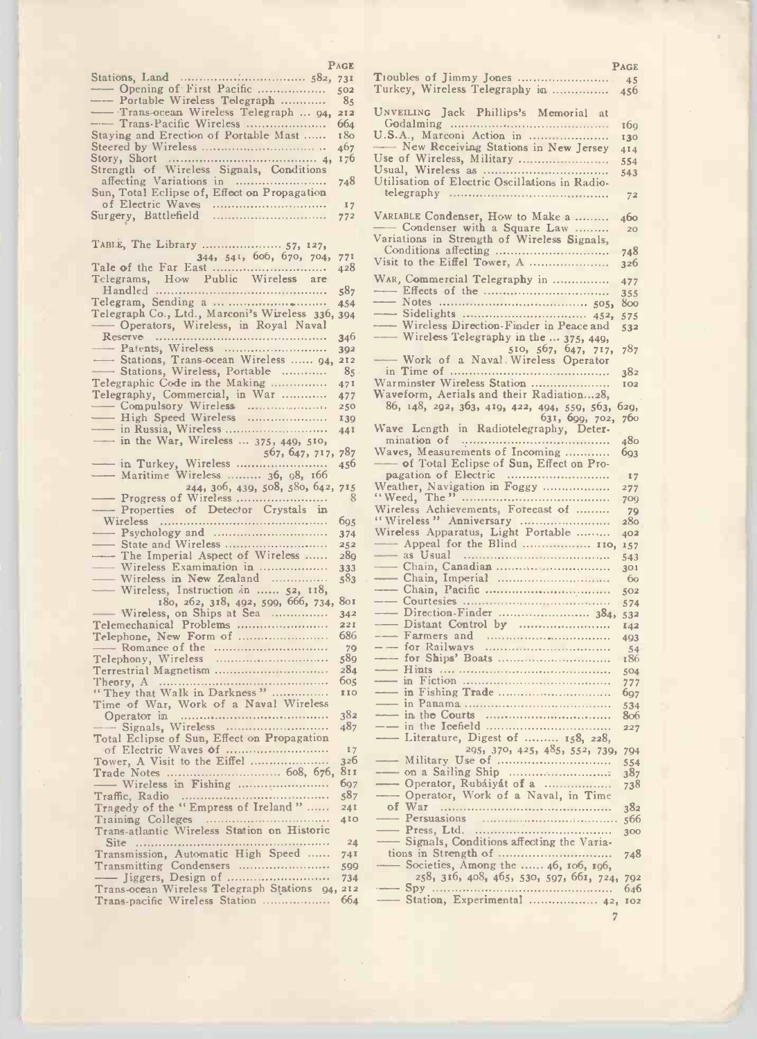| | Page |
|---|---|
| Stations, Land | 582, 731 |
| —— Opening of First Pacific | 502 |
| —— Portable Wireless Telegraph | 85 |
| —— Trans-ocean Wireless Telegraph ... 94, | 212 |
| —— Trans-Pacific Wireless | 664 |
| Staying and Erection of Portable Mast | 180 |
| Steered by Wireless | 467 |
| Story, Short | 4, 176 |
| Strength of Wireless Signals, Conditions affecting Variations in | 748 |
| Sun, Total Eclipse of, Effect on Propagation of Electric Waves | 17 |
| Surgery, Battlefield | 772 |
| TABLE, The Library ... 57, 127, 344, 541, 606, 670, 704, | 771 |
| Tale of the Far East | 428 |
| Telegrams, How Public Wireless are Handled | 587 |
| Telegram, Sending a | 454 |
| Telegraph Co., Ltd., Marconi's Wireless 336, | 394 |
| —— Operators, Wireless, in Royal Naval Reserve | 346 |
| —— Patents, Wireless | 392 |
| —— Stations, Trans-ocean Wireless ... 94, | 212 |
| —— Stations, Wireless, Portable | 85 |
| Telegraphic Code in the Making | 471 |
| Telegraphy, Commercial, in War | 477 |
| —— Compulsory Wireless | 250 |
| —— High Speed Wireless | 139 |
| —— in Russia, Wireless | 441 |
| —— in the War, Wireless ... 375, 449, 510, 567, 647, 717, | 787 |
| —— in Turkey, Wireless | 456 |
| —— Maritime Wireless ... 36, 98, 166, 244, 306, 439, 508, 580, 642, | 715 |
| —— Progress of Wireless | 8 |
| —— Properties of Detector Crystals in Wireless | 695 |
| —— Psychology and | 374 |
| —— State and Wireless | 252 |
| —— The Imperial Aspect of Wireless | 289 |
| —— Wireless Examination in | 333 |
| —— Wireless in New Zealand | 583 |
| —— Wireless, Instruction in ... 52, 118, 180, 262, 318, 492, 599, 666, 734, | 801 |
| —— Wireless, on Ships at Sea | 342 |
| Telemechanical Problems | 221 |
| Telephone, New Form of | 686 |
| —— Romance of the | 79 |
| Telephony, Wireless | 589 |
| Terrestrial Magnetism | 284 |
| Theory, A | 605 |
| "They that Walk in Darkness" | 110 |
| Time of War, Work of a Naval Wireless Operator in | 382 |
| —— Signals, Wireless | 487 |
| Total Eclipse of Sun, Effect on Propagation of Electric Waves of | 17 |
| Tower, A Visit to the Eiffel | 326 |
| Trade Notes ... 608, 676, | 811 |
| —— Wireless in Fishing | 697 |
| Traffic, Radio | 587 |
| Tragedy of the "Empress of Ireland" | 241 |
| Training Colleges | 410 |
| Trans-atlantic Wireless Station on Historic Site | 24 |
| Transmission, Automatic High Speed | 741 |
| Transmitting Condensers | 599 |
| —— Jiggers, Design of | 734 |
| Trans-ocean Wireless Telegraph Stations 94, | 212 |
| Trans-pacific Wireless Station | 664 |
| Troubles of Jimmy Jones | 45 |
| Turkey, Wireless Telegraphy in | 456 |
| UNVEILING Jack Phillips's Memorial at Godalming | 169 |
| U.S.A., Marconi Action in | 130 |
| —— New Receiving Stations in New Jersey | 414 |
| Use of Wireless, Military | 554 |
| Usual, Wireless as | 543 |
| Utilisation of Electric Oscillations in Radio-telegraphy | 72 |
| VARIABLE Condenser, How to Make a | 460 |
| —— Condenser with a Square Law | 20 |
| Variations in Strength of Wireless Signals, Conditions affecting | 748 |
| Visit to the Eiffel Tower, A | 326 |
| WAR, Commercial Telegraphy in | 477 |
| —— Effects of the | 355 |
| —— Notes ... 505, | 800 |
| —— Sidelights ... 452, | 575 |
| —— Wireless Direction-Finder in Peace and | 532 |
| —— Wireless Telegraphy in the ... 375, 449, 510, 567, 647, 717, | 787 |
| —— Work of a Naval Wireless Operator in Time of | 382 |
| Warminster Wireless Station | 102 |
| Waveform, Aerials and their Radiation...28, 86, 148, 292, 363, 419, 422, 494, 559, 563, 629, 631, 699, 702, | 760 |
| Wave Length in Radiotelegraphy, Determination of | 480 |
| Waves, Measurements of Incoming | 693 |
| —— of Total Eclipse of Sun, Effect on Propagation of Electric | 17 |
| Weather, Navigation in Foggy | 277 |
| "Weed, The" | 709 |
| Wireless Achievements, Forecast of | 79 |
| "Wireless" Anniversary | 280 |
| Wireless Apparatus, Light Portable | 402 |
| —— Appeal for the Blind ... 110, | 157 |
| —— as Usual | 543 |
| —— Chain, Canadian | 301 |
| —— Chain, Imperial | 60 |
| —— Chain, Pacific | 502 |
| —— Courtesies | 574 |
| —— Direction-Finder ... 384, | 532 |
| —— Distant Control by | 142 |
| —— Farmers and | 493 |
| —— for Railways | 54 |
| —— for Ships' Boats | 186 |
| —— Hints | 504 |
| —— in Fiction | 777 |
| —— in Fishing Trade | 697 |
| —— in Panama | 534 |
| —— in the Courts | 806 |
| —— in the Icefield | 227 |
| —— Literature, Digest of ... 158, 228, 295, 370, 425, 485, 552, 739, | 794 |
| —— Military Use of | 554 |
| —— on a Sailing Ship | 387 |
| —— Operator, Rubáiyát of a | 738 |
| —— Operator, Work of a Naval, in Time of War | 382 |
| —— Persuasions | 566 |
| —— Press, Ltd. | 300 |
| —— Signals, Conditions affecting the Variations in Strength of | 748 |
| —— Societies, Among the ... 46, 106, 196, 258, 316, 408, 465, 530, 597, 661, 724, | 792 |
| —— Spy | 646 |
| —— Station, Experimental ... 42, | 102 |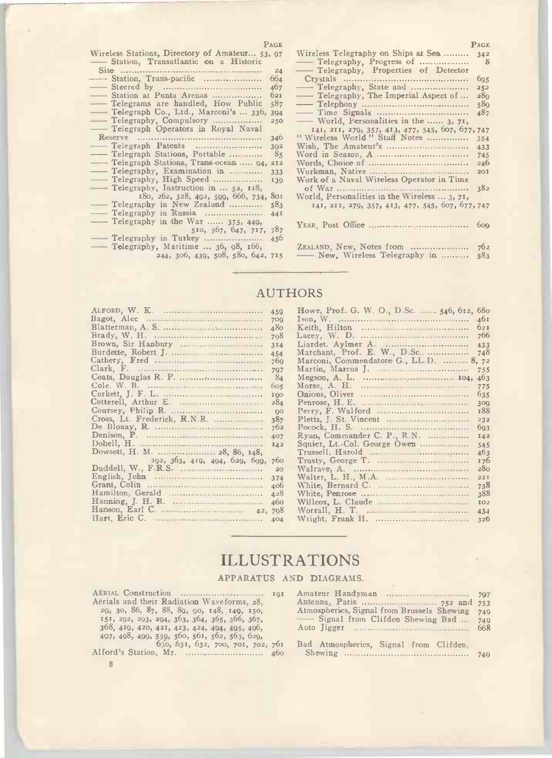PAGE

Wireless Stations, Directory of Amateur... 53, 97
—— Station, Transatlantic on a Historic Site ... 24
—— Station, Trans-pacific ... 664
—— Steered by ... 467
—— Station at Punta Arenas ... 621
—— Telegrams are handled, How Public 587
—— Telegraph Co., Ltd., Marconi's ... 336, 394
—— Telegraphy, Compulsory ... 250
—— Telegraph Operators in Royal Naval Reserve ... 346
—— Telegraph Patents ... 392
—— Telegraph Stations, Portable ... 85
—— Telegraph Stations, Trans-ocean ..... 94, 212
—— Telegraphy, Examination in ... 333
—— Telegraphy, High Speed ... 139
—— Telegraphy, Instruction in ... 52, 118, 180, 262, 328, 492, 599, 666, 734, 801
—— Telegraphy in New Zealand ... 583
—— Telegraphy in Russia ... 441
—— Telegraphy in the War ...... 375, 449, 510, 567, 647, 717, 787
—— Telegraphy in Turkey ... 456
—— Telegraphy, Maritime ... 36, 98, 166, 244, 306, 439, 508, 580, 642, 715
Wireless Telegraphy on Ships at Sea ... 342
—— Telegraphy, Progress of ... 8
—— Telegraphy, Properties of Detector Crystals ... 695
—— Telegraphy, State and ... 252
—— Telegraphy, The Imperial Aspect of ... 289
—— Telephony ... 589
—— Time Signals ... 487
—— World, Personalities in the ...... 3, 71, 141, 211, 279, 357, 413, 477, 545, 607, 677, 747
"Wireless World" Staff Notes ... 354
Wish, The Amateur's ... 433
Word in Season, A ... 745
Words, Choice of ... 246
Workman, Native ... 201
Work of a Naval Wireless Operator in Time of War ... 382
World, Personalities in the Wireless ... 3, 71, 141, 211, 279, 357, 413, 477, 545, 607, 677, 747

YEAR, Post Office ... 609

ZEALAND, New, Notes from ... 762
—— New, Wireless Telegraphy in ... 583

## AUTHORS

ALFORD, W. K. ... 459
Bagot, Alec ... 709
Blatterman, A. S. ... 480
Brady, W. H. ... 798
Brown, Sir Hanbury ... 314
Burdette, Robert J. ... 454
Cathery, Fred ... 769
Clark, F. ... 797
Coats, Douglas R. P. ... 84
Cole, W. B. ... 605
Corkett, J. F. L. ... 190
Cotterell, Arthur E. ... 284
Coursey, Philip R. ... 90
Cross, Lt. Frederick, R.N.R. ... 387
De Blonay, R. ... 762
Denison, P. ... 407
Dobell, H. ... 142
Dowsett, H. M. ... 28, 86, 148, 292, 363, 419, 494, 629, 699, 760
Duddell, W., F.R.S. ... 20
English, John ... 374
Grant, Colin ... 406
Hamilton, Gerald ... 428
Hanning, J. H. R. ... 460
Hanson, Earl C. ... 42, 798
Hart, Eric C. ... 404
Howe, Prof. G. W. O., D.Sc. ...... 546, 612, 680
Ison, W. ... 461
Keith, Hilton ... 621
Lacey, W. D. ... 766
Liardet, Aylmer A. ... 433
Marchant, Prof. E. W., D.Sc. ... 748
Marconi, Commendatore G., LL.D. ... 8, 72
Martin, Marcus J. ... 755
Megson, A. L. ... 104, 463
Morse, A. H. ... 775
Onions, Oliver ... 635
Penrose, H. E. ... 309
Perry, F. Walford ... 188
Pletts, J. St. Vincent ... 232
Pocock, H. S. ... 693
Ryan, Commander C. P., R.N. ... 142
Squier, Lt.-Col. George Owen ... 545
Trussell, Harold ... 463
Trusty, George T. ... 176
Walrave, A. ... 280
Walter, L. H., M.A. ... 221
White, Bernard C. ... 738
White, Penrose ... 388
Willcox, L. Claude ... 102
Worrall, H. T. ... 434
Wright, Frank H. ... 326

## ILLUSTRATIONS

### APPARATUS AND DIAGRAMS.

AËRIAL Construction ... 191
Aërials and their Radiation Waveforms, 28, 29, 30, 86, 87, 88, 89, 90, 148, 149, 150, 151, 292, 293, 294, 363, 364, 365, 366, 367, 368, 419, 420, 421, 423, 424, 494, 495, 496, 497, 498, 499, 559, 560, 561, 562, 563, 629, 630, 631, 632, 700, 701, 702, 761
Alford's Station, Mr. ... 460
Amateur Handyman ... 797
Antenna, Paris ... 752 and 753
Atmospherics, Signal from Brussels Shewing 749
—— Signal from Clifden Shewing Bad ... 749
Auto Jigger ... 668

Bad Atmospherics, Signal from Clifden, Shewing ... 749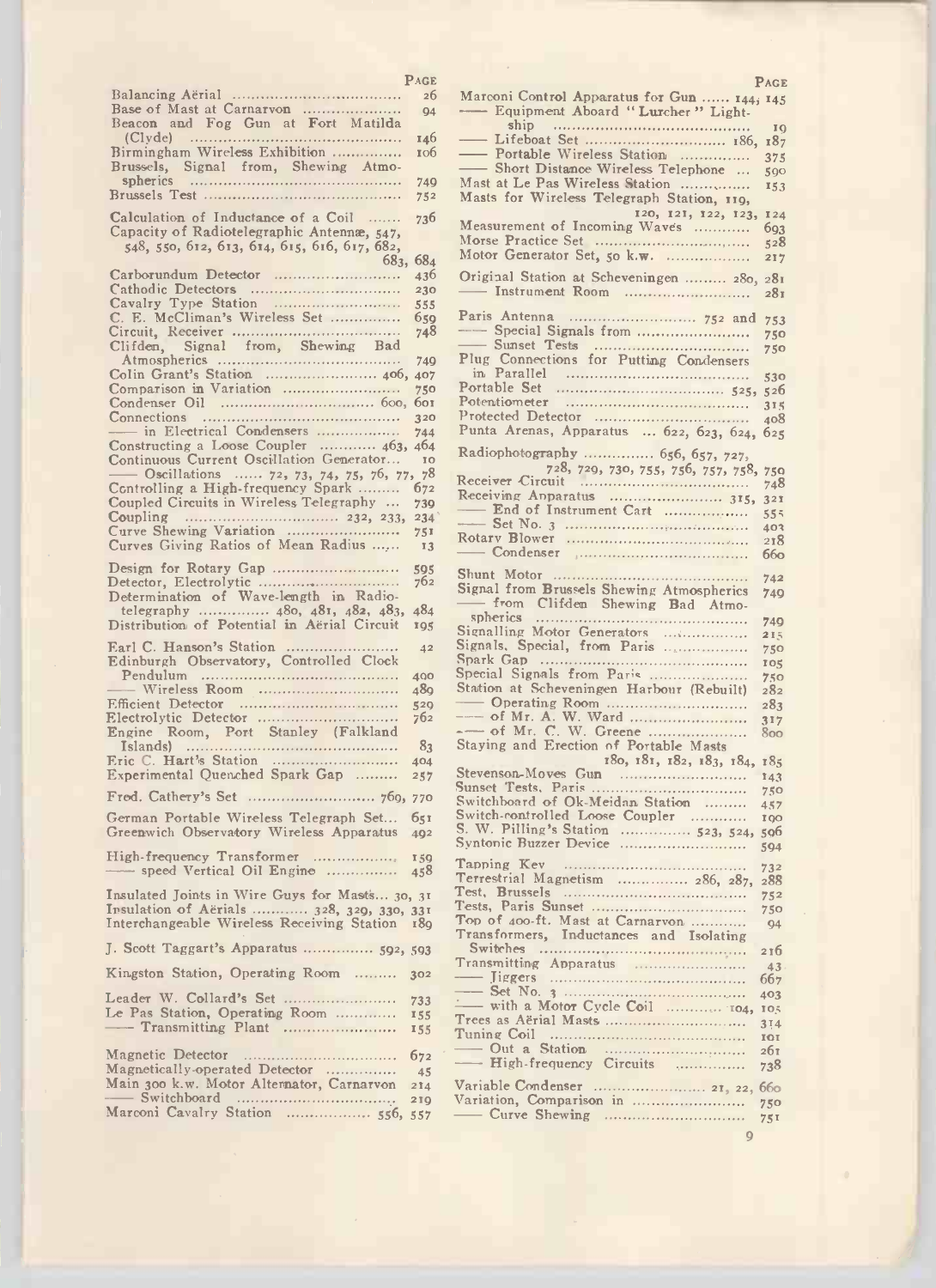| | Page |
|---|---|
| Balancing Aërial | 26 |
| Base of Mast at Carnarvon | 94 |
| Beacon and Fog Gun at Fort Matilda (Clyde) | 146 |
| Birmingham Wireless Exhibition | 106 |
| Brussels, Signal from, Shewing Atmospherics | 749 |
| Brussels Test | 752 |
| Calculation of Inductance of a Coil | 736 |
| Capacity of Radiotelegraphic Antennæ, 547, 548, 550, 612, 613, 614, 615, 616, 617, 682, 683, | 684 |
| Carborundum Detector | 436 |
| Cathodic Detectors | 230 |
| Cavalry Type Station | 555 |
| C. E. McCliman's Wireless Set | 659 |
| Circuit, Receiver | 748 |
| Clifden, Signal from, Shewing Bad Atmospherics | 749 |
| Colin Grant's Station | 406, 407 |
| Comparison in Variation | 750 |
| Condenser Oil | 600, 601 |
| Connections | 320 |
| —— in Electrical Condensers | 744 |
| Constructing a Loose Coupler | 463, 464 |
| Continuous Current Oscillation Generator... | 10 |
| —— Oscillations ...... 72, 73, 74, 75, 76, 77, | 78 |
| Controlling a High-frequency Spark | 672 |
| Coupled Circuits in Wireless Telegraphy ... | 739 |
| Coupling | 232, 233, 234 |
| Curve Shewing Variation | 751 |
| Curves Giving Ratios of Mean Radius | 13 |
| Design for Rotary Gap | 595 |
| Detector, Electrolytic | 762 |
| Determination of Wave-length in Radio-telegraphy ............ 480, 481, 482, 483, | 484 |
| Distribution of Potential in Aërial Circuit | 195 |
| Earl C. Hanson's Station | 42 |
| Edinburgh Observatory, Controlled Clock Pendulum | 400 |
| —— Wireless Room | 489 |
| Efficient Detector | 529 |
| Electrolytic Detector | 762 |
| Engine Room, Port Stanley (Falkland Islands) | 83 |
| Eric C. Hart's Station | 404 |
| Experimental Quenched Spark Gap | 257 |
| Fred. Cathery's Set | 769, 770 |
| German Portable Wireless Telegraph Set... | 651 |
| Greenwich Observatory Wireless Apparatus | 492 |
| High-frequency Transformer | 159 |
| —— speed Vertical Oil Engine | 458 |
| Insulated Joints in Wire Guys for Masts... | 30, 31 |
| Insulation of Aërials ............ 328, 329, 330, | 331 |
| Interchangeable Wireless Receiving Station | 189 |
| J. Scott Taggart's Apparatus | 592, 593 |
| Kingston Station, Operating Room | 302 |
| Leader W. Collard's Set | 733 |
| Le Pas Station, Operating Room | 155 |
| —— Transmitting Plant | 155 |
| Magnetic Detector | 672 |
| Magnetically-operated Detector | 45 |
| Main 300 k.w. Motor Alternator, Carnarvon | 214 |
| —— Switchboard | 219 |
| Marconi Cavalry Station | 556, 557 |
| Marconi Control Apparatus for Gun | 144, 145 |
| —— Equipment Aboard "Lurcher" Lightship | 19 |
| —— Lifeboat Set | 186, 187 |
| —— Portable Wireless Station | 375 |
| —— Short Distance Wireless Telephone ... | 590 |
| Mast at Le Pas Wireless Station | 153 |
| Masts for Wireless Telegraph Station, 119, 120, 121, 122, 123, | 124 |
| Measurement of Incoming Waves | 693 |
| Morse Practice Set | 528 |
| Motor Generator Set, 50 k.w. | 217 |
| Original Station at Scheveningen | 280, 281 |
| —— Instrument Room | 281 |
| Paris Antenna | 752 and 753 |
| —— Special Signals from | 750 |
| —— Sunset Tests | 750 |
| Plug Connections for Putting Condensers in Parallel | 530 |
| Portable Set | 525, 526 |
| Potentiometer | 315 |
| Protected Detector | 408 |
| Punta Arenas, Apparatus ... 622, 623, 624, | 625 |
| Radiophotography ............ 656, 657, 727, 728, 729, 730, 755, 756, 757, 758, | 759 |
| Receiver Circuit | 748 |
| Receiving Apparatus | 315, 321 |
| —— End of Instrument Cart | 555 |
| —— Set No. 3 | 403 |
| Rotary Blower | 218 |
| —— Condenser | 660 |
| Shunt Motor | 742 |
| Signal from Brussels Shewing Atmospherics | 749 |
| —— from Clifden Shewing Bad Atmospherics | 749 |
| Signalling Motor Generators | 215 |
| Signals, Special, from Paris | 750 |
| Spark Gap | 105 |
| Special Signals from Paris | 750 |
| Station at Scheveningen Harbour (Rebuilt) | 282 |
| —— Operating Room | 283 |
| —— of Mr. A. W. Ward | 317 |
| —— of Mr. C. W. Greene | 800 |
| Staying and Erection of Portable Masts 180, 181, 182, 183, 184, | 185 |
| Stevenson-Moves Gun | 143 |
| Sunset Tests, Paris | 750 |
| Switchboard of Ok-Meidan Station | 457 |
| Switch-controlled Loose Coupler | 190 |
| S. W. Pilling's Station | 523, 524, 596 |
| Syntonic Buzzer Device | 594 |
| Tapping Key | 732 |
| Terrestrial Magnetism | 286, 287, 288 |
| Test, Brussels | 752 |
| Tests, Paris Sunset | 750 |
| Top of 400-ft. Mast at Carnarvon | 94 |
| Transformers, Inductances and Isolating Switches | 216 |
| Transmitting Apparatus | 43 |
| —— Jiggers | 667 |
| —— Set No. 3 | 403 |
| —— with a Motor Cycle Coil | 104, 105 |
| Trees as Aërial Masts | 314 |
| Tuning Coil | 101 |
| —— Out a Station | 261 |
| —— High-frequency Circuits | 738 |
| Variable Condenser | 21, 22, 660 |
| Variation, Comparison in | 750 |
| —— Curve Shewing | 751 |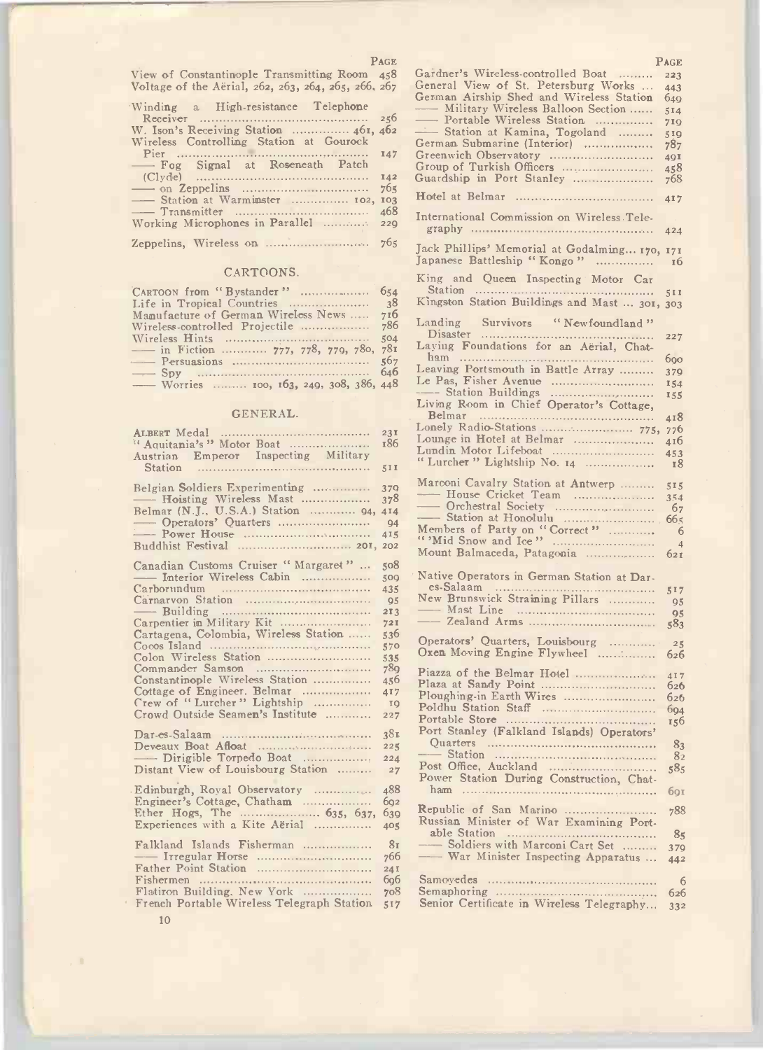| | Page |
|---|---|
| View of Constantinople Transmitting Room | 458 |
| Voltage of the Aërial, 262, 263, 264, 265, 266, | 267 |
| Winding a High-resistance Telephone Receiver | 256 |
| W. Ison's Receiving Station ............... 461, | 462 |
| Wireless Controlling Station at Gourock Pier | 147 |
| —— Fog Signal at Roseneath Patch (Clyde) | 142 |
| —— on Zeppelins | 765 |
| —— Station at Warminster ............. 102, | 103 |
| —— Transmitter | 468 |
| Working Microphones in Parallel | 229 |
| Zeppelins, Wireless on | 765 |

## CARTOONS.

| | |
|---|---|
| Cartoon from "Bystander" | 654 |
| Life in Tropical Countries | 38 |
| Manufacture of German Wireless News | 716 |
| Wireless-controlled Projectile | 786 |
| Wireless Hints | 504 |
| —— in Fiction ........... 777, 778, 779, 780, | 781 |
| —— Persuasions | 567 |
| —— Spy | 646 |
| —— Worries ......... 100, 163, 249, 308, 386, | 448 |

## GENERAL.

| | |
|---|---|
| Albert Medal | 231 |
| "Aquitania's" Motor Boat | 186 |
| Austrian Emperor Inspecting Military Station | 511 |
| Belgian Soldiers Experimenting | 379 |
| —— Hoisting Wireless Mast | 378 |
| Belmar (N.J., U.S.A.) Station ........... 94, | 414 |
| —— Operators' Quarters | 94 |
| —— Power House | 415 |
| Buddhist Festival ........................... 201, | 202 |
| Canadian Customs Cruiser "Margaret" | 508 |
| —— Interior Wireless Cabin | 509 |
| Carborundum | 435 |
| Carnarvon Station | 95 |
| —— Building | 213 |
| Carpentier in Military Kit | 721 |
| Cartagena, Colombia, Wireless Station | 536 |
| Cocos Island | 570 |
| Colon Wireless Station | 535 |
| Commander Samson | 789 |
| Constantinople Wireless Station | 456 |
| Cottage of Engineer, Belmar | 417 |
| Crew of "Lurcher" Lightship | 19 |
| Crowd Outside Seamen's Institute | 227 |
| Dar-es-Salaam | 381 |
| Deveaux Boat Afloat | 225 |
| —— Dirigible Torpedo Boat | 224 |
| Distant View of Louisbourg Station | 27 |
| Edinburgh, Royal Observatory | 488 |
| Engineer's Cottage, Chatham | 692 |
| Ether Hogs, The ..................... 635, 637, | 639 |
| Experiences with a Kite Aërial | 405 |
| Falkland Islands Fisherman | 81 |
| —— Irregular Horse | 766 |
| Father Point Station | 241 |
| Fishermen | 696 |
| Flatiron Building, New York | 708 |
| French Portable Wireless Telegraph Station | 517 |
| Gardner's Wireless-controlled Boat | 223 |
| General View of St. Petersburg Works | 443 |
| German Airship Shed and Wireless Station | 649 |
| —— Military Wireless Balloon Section | 514 |
| —— Portable Wireless Station | 719 |
| —— Station at Kamina, Togoland | 519 |
| German Submarine (Interior) | 787 |
| Greenwich Observatory | 491 |
| Group of Turkish Officers | 458 |
| Guardship in Port Stanley | 768 |
| Hotel at Belmar | 417 |
| International Commission on Wireless Telegraphy | 424 |
| Jack Phillips' Memorial at Godalming... 170, | 171 |
| Japanese Battleship "Kongo" | 16 |
| King and Queen Inspecting Motor Car Station | 511 |
| Kingston Station Buildings and Mast ... 301, | 303 |
| Landing Survivors "Newfoundland" Disaster | 227 |
| Laying Foundations for an Aërial, Chatham | 690 |
| Leaving Portsmouth in Battle Array | 379 |
| Le Pas, Fisher Avenue | 154 |
| —— Station Buildings | 155 |
| Living Room in Chief Operator's Cottage, Belmar | 418 |
| Lonely Radio-Stations ..................... 775, | 776 |
| Lounge in Hotel at Belmar | 416 |
| Lundin Motor Lifeboat | 453 |
| "Lurcher" Lightship No. 14 | 18 |
| Marconi Cavalry Station at Antwerp | 515 |
| —— House Cricket Team | 354 |
| —— Orchestral Society | 67 |
| —— Station at Honolulu | 665 |
| Members of Party on "Correct" | 6 |
| "'Mid Snow and Ice" | 4 |
| Mount Balmaceda, Patagonia | 621 |
| Native Operators in German Station at Dar-es-Salaam | 517 |
| New Brunswick Straining Pillars | 95 |
| —— Mast Line | 95 |
| —— Zealand Arms | 583 |
| Operators' Quarters, Louisbourg | 25 |
| Oxen Moving Engine Flywheel | 626 |
| Piazza of the Belmar Hotel | 417 |
| Plaza at Sandy Point | 626 |
| Ploughing-in Earth Wires | 626 |
| Poldhu Station Staff | 694 |
| Portable Store | 156 |
| Port Stanley (Falkland Islands) Operators' Quarters | 83 |
| —— Station | 82 |
| Post Office, Auckland | 585 |
| Power Station During Construction, Chatham | 691 |
| Republic of San Marino | 788 |
| Russian Minister of War Examining Portable Station | 85 |
| —— Soldiers with Marconi Cart Set | 379 |
| —— War Minister Inspecting Apparatus | 442 |
| Samoyedes | 6 |
| Semaphoring | 626 |
| Senior Certificate in Wireless Telegraphy | 332 |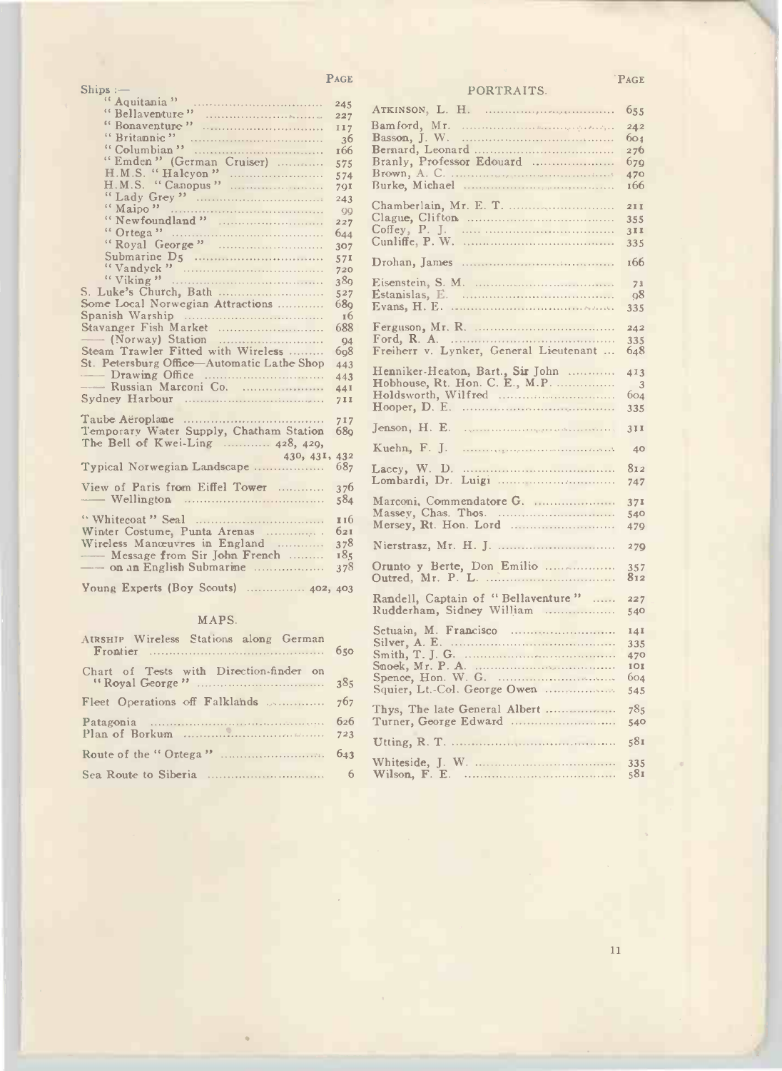| | Page |
|---|---|
| Ships :— | |
| "Aquitania" | 245 |
| "Bellaventure" | 227 |
| "Bonaventure" | 117 |
| "Britannic" | 36 |
| "Columbian" | 166 |
| "Emden" (German Cruiser) | 575 |
| H.M.S. "Halcyon" | 574 |
| H.M.S. "Canopus" | 791 |
| "Lady Grey" | 243 |
| "Maipo" | 99 |
| "Newfoundland" | 227 |
| "Ortega" | 644 |
| "Royal George" | 307 |
| Submarine D5 | 571 |
| "Vandyck" | 720 |
| "Viking" | 389 |
| S. Luke's Church, Bath | 527 |
| Some Local Norwegian Attractions | 689 |
| Spanish Warship | 16 |
| Stavanger Fish Market | 688 |
| —— (Norway) Station | 94 |
| Steam Trawler Fitted with Wireless | 698 |
| St. Petersburg Office—Automatic Lathe Shop | 443 |
| —— Drawing Office | 443 |
| —— Russian Marconi Co. | 441 |
| Sydney Harbour | 711 |
| Taube Aëroplane | 717 |
| Temporary Water Supply, Chatham Station | 689 |
| The Bell of Kwei-Ling | 428, 429, 430, 431, 432 |
| Typical Norwegian Landscape | 687 |
| View of Paris from Eiffel Tower | 376 |
| —— Wellington | 584 |
| "Whitecoat" Seal | 116 |
| Winter Costume, Punta Arenas | 621 |
| Wireless Manœuvres in England | 378 |
| —— Message from Sir John French | 185 |
| —— on an English Submarine | 378 |
| Young Experts (Boy Scouts) | 402, 403 |

## MAPS.

| | |
|---|---|
| Airship Wireless Stations along German Frontier | 650 |
| Chart of Tests with Direction-finder on "Royal George" | 385 |
| Fleet Operations off Falklands | 767 |
| Patagonia | 626 |
| Plan of Borkum | 723 |
| Route of the "Ortega" | 643 |
| Sea Route to Siberia | 6 |

## PORTRAITS.

| | Page |
|---|---|
| Atkinson, L. H. | 655 |
| Bamford, Mr. | 242 |
| Basson, J. W. | 604 |
| Bernard, Leonard | 276 |
| Branly, Professor Edouard | 679 |
| Brown, A. C. | 470 |
| Burke, Michael | 166 |
| Chamberlain, Mr. E. T. | 211 |
| Clague, Clifton | 355 |
| Coffey, P. J. | 311 |
| Cunliffe, P. W. | 335 |
| Drohan, James | 166 |
| Eisenstein, S. M. | 71 |
| Estanislas, E. | 98 |
| Evans, H. E. | 335 |
| Ferguson, Mr. R. | 242 |
| Ford, R. A. | 335 |
| Freiherr v. Lynker, General Lieutenant | 648 |
| Henniker-Heaton, Bart., Sir John | 413 |
| Hobhouse, Rt. Hon. C. E., M.P. | 3 |
| Holdsworth, Wilfred | 604 |
| Hooper, D. E. | 335 |
| Jenson, H. E. | 311 |
| Kuehn, F. J. | 40 |
| Lacey, W. D. | 812 |
| Lombardi, Dr. Luigi | 747 |
| Marconi, Commendatore G. | 371 |
| Massey, Chas. Thos. | 540 |
| Mersey, Rt. Hon. Lord | 479 |
| Nierstrasz, Mr. H. J. | 279 |
| Orunto y Berte, Don Emilio | 357 |
| Outred, Mr. P. L. | 812 |
| Randell, Captain of "Bellaventure" | 227 |
| Rudderham, Sidney William | 540 |
| Setuain, M. Francisco | 141 |
| Silver, A. E. | 335 |
| Smith, T. J. G. | 470 |
| Snoek, Mr. P. A. | 101 |
| Spence, Hon. W. G. | 604 |
| Squier, Lt.-Col. George Owen | 545 |
| Thys, The late General Albert | 785 |
| Turner, George Edward | 540 |
| Utting, R. T. | 581 |
| Whiteside, J. W. | 335 |
| Wilson, F. E. | 581 |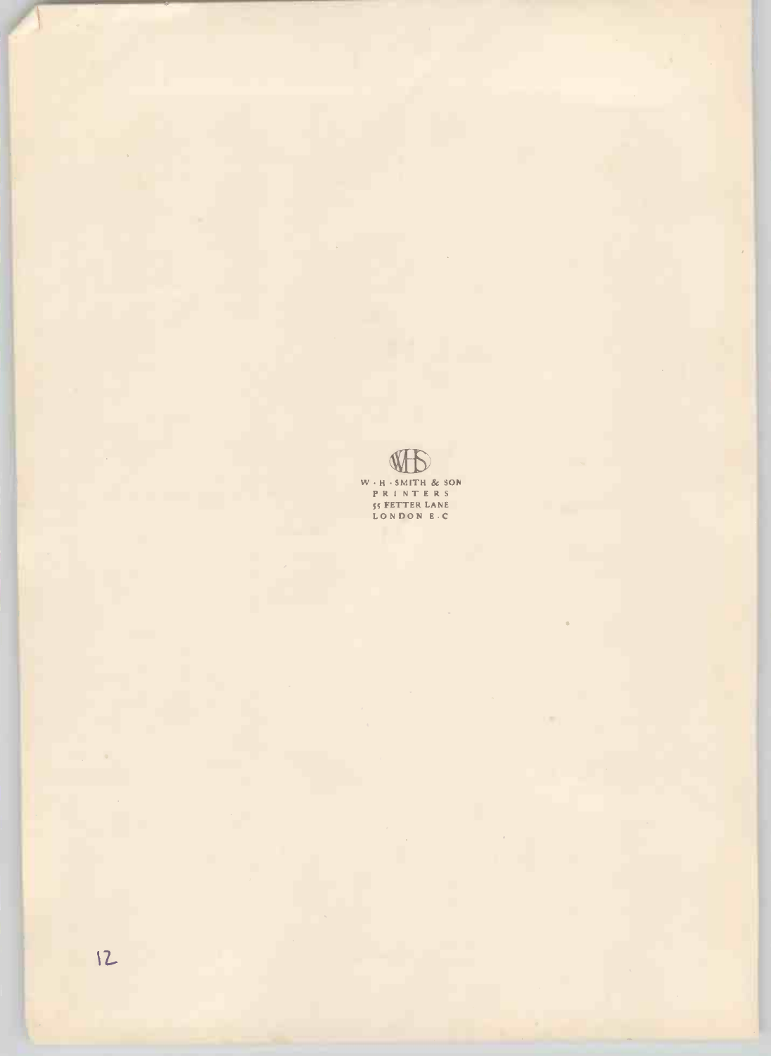WHS

W · H · SMITH & SON
PRINTERS
55 FETTER LANE
LONDON E · C